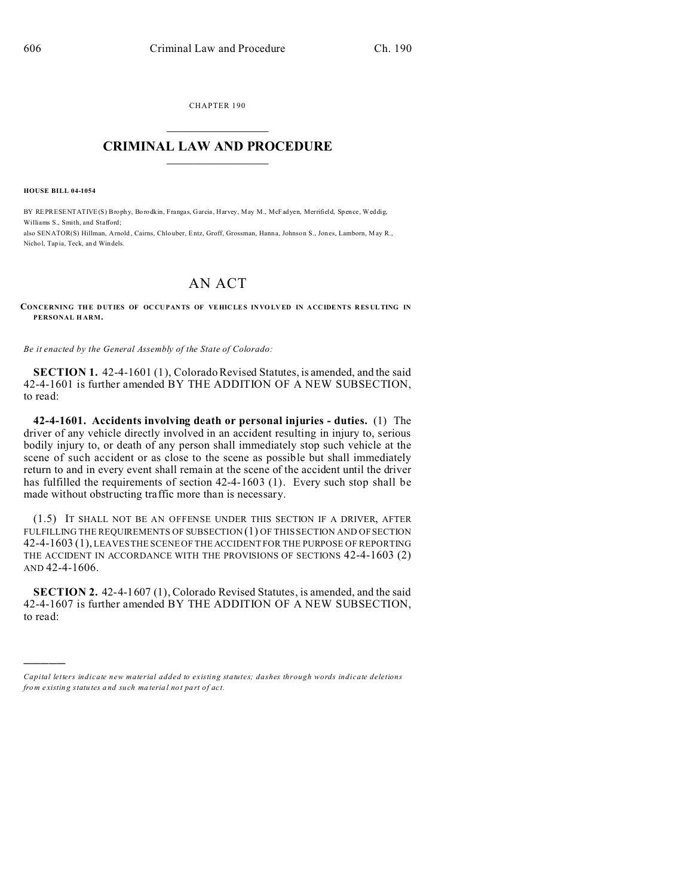CHAPTER 190

# CRIMINAL LAW AND PROCEDURE

**HOUSE BILL 04-1054**

BY REPRESENTATIVE(S) Brophy, Borodkin, Frangas, Garcia, Harvey, May M., McFadyen, Merrifield, Spence, Weddig, Williams S., Smith, and Stafford;
also SENATOR(S) Hillman, Arnold, Cairns, Chlouber, Entz, Groff, Grossman, Hanna, Johnson S., Jones, Lamborn, May R., Nichol, Tapia, Teck, and Windels.

# AN ACT

**CONCERNING THE DUTIES OF OCCUPANTS OF VEHICLES INVOLVED IN ACCIDENTS RESULTING IN PERSONAL HARM.**

*Be it enacted by the General Assembly of the State of Colorado:*

**SECTION 1.** 42-4-1601 (1), Colorado Revised Statutes, is amended, and the said 42-4-1601 is further amended BY THE ADDITION OF A NEW SUBSECTION, to read:

**42-4-1601. Accidents involving death or personal injuries - duties.** (1) The driver of any vehicle directly involved in an accident resulting in injury to, serious bodily injury to, or death of any person shall immediately stop such vehicle at the scene of such accident or as close to the scene as possible but shall immediately return to and in every event shall remain at the scene of the accident until the driver has fulfilled the requirements of section 42-4-1603 (1). Every such stop shall be made without obstructing traffic more than is necessary.

(1.5) IT SHALL NOT BE AN OFFENSE UNDER THIS SECTION IF A DRIVER, AFTER FULFILLING THE REQUIREMENTS OF SUBSECTION (1) OF THIS SECTION AND OF SECTION 42-4-1603 (1), LEAVES THE SCENE OF THE ACCIDENT FOR THE PURPOSE OF REPORTING THE ACCIDENT IN ACCORDANCE WITH THE PROVISIONS OF SECTIONS 42-4-1603 (2) AND 42-4-1606.

**SECTION 2.** 42-4-1607 (1), Colorado Revised Statutes, is amended, and the said 42-4-1607 is further amended BY THE ADDITION OF A NEW SUBSECTION, to read:

---

*Capital letters indicate new material added to existing statutes; dashes through words indicate deletions from existing statutes and such material not part of act.*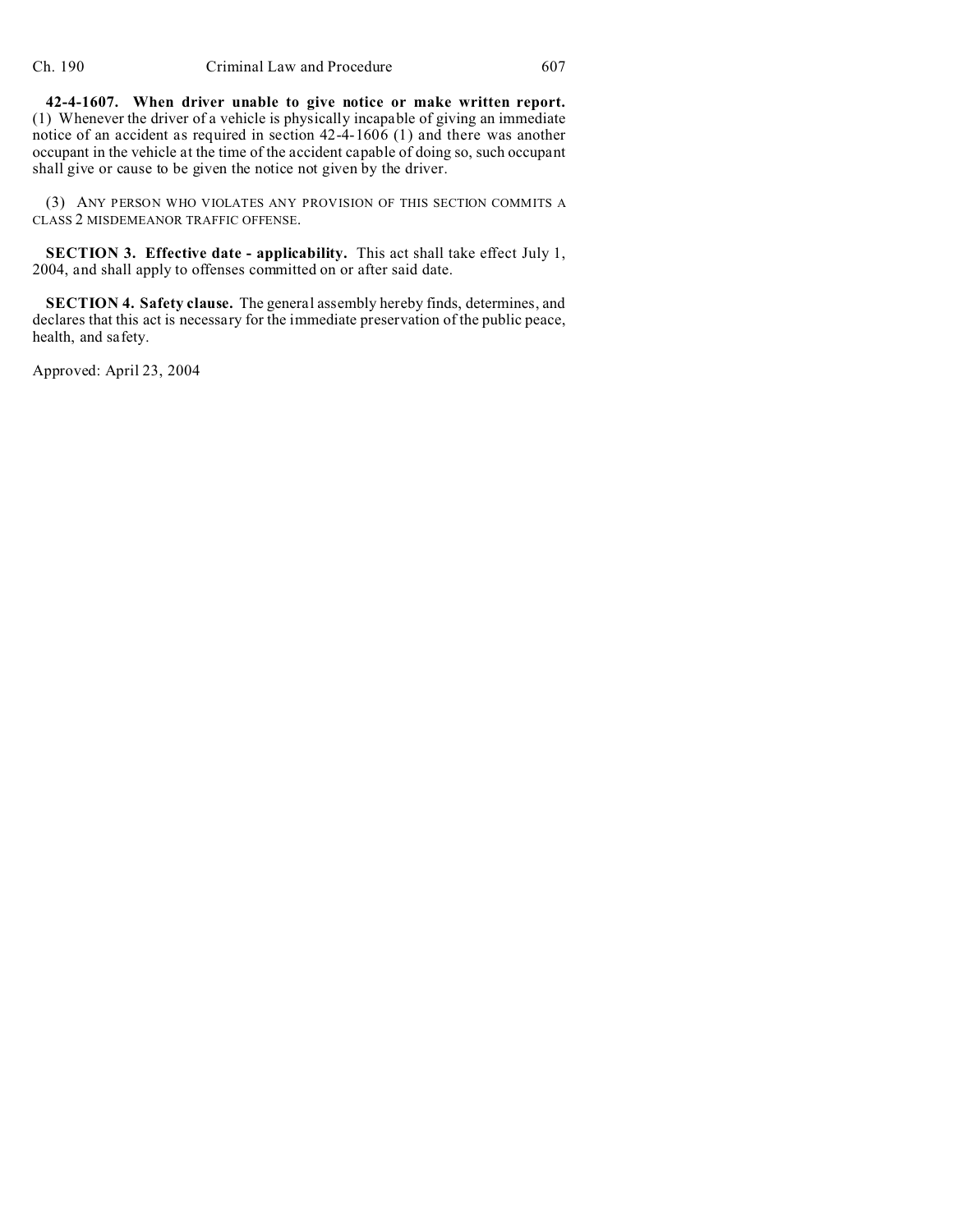**42-4-1607. When driver unable to give notice or make written report.** (1) Whenever the driver of a vehicle is physically incapable of giving an immediate notice of an accident as required in section 42-4-1606 (1) and there was another occupant in the vehicle at the time of the accident capable of doing so, such occupant shall give or cause to be given the notice not given by the driver.

(3) ANY PERSON WHO VIOLATES ANY PROVISION OF THIS SECTION COMMITS A CLASS 2 MISDEMEANOR TRAFFIC OFFENSE.

**SECTION 3. Effective date - applicability.** This act shall take effect July 1, 2004, and shall apply to offenses committed on or after said date.

**SECTION 4. Safety clause.** The general assembly hereby finds, determines, and declares that this act is necessary for the immediate preservation of the public peace, health, and safety.

Approved: April 23, 2004